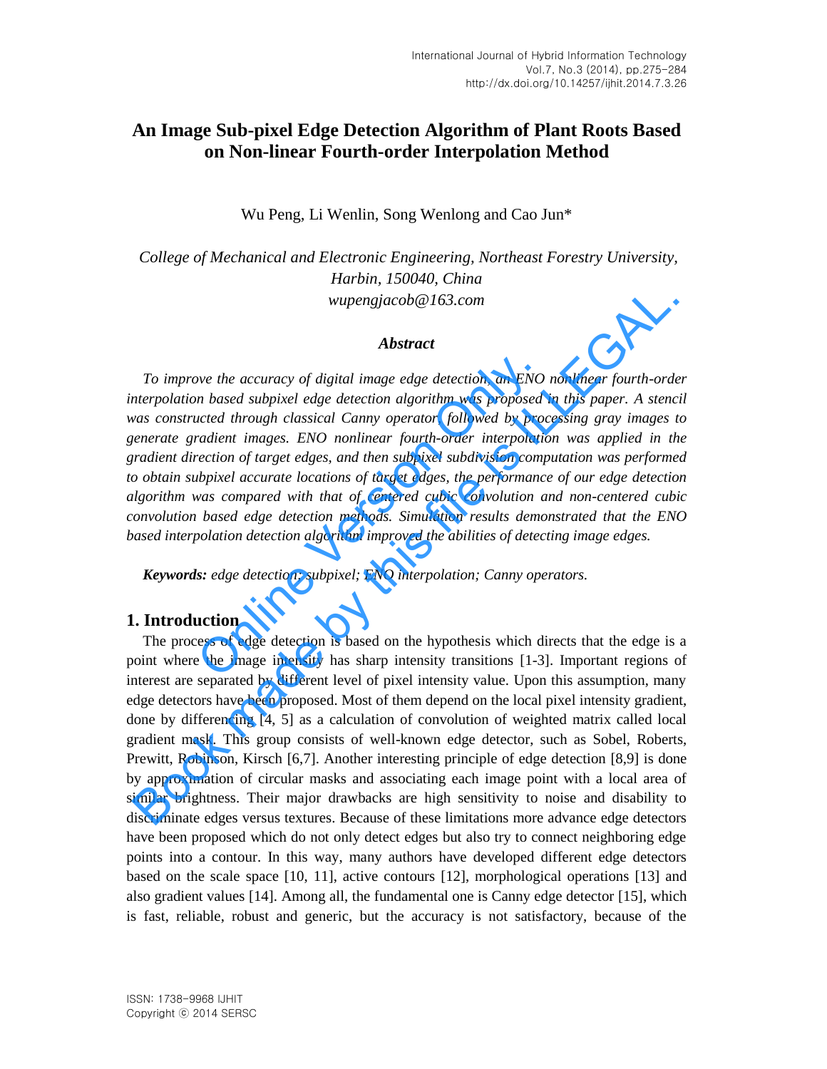# An Image Sub-pixel Edge Detection Algorithm of Plant Roots Based on Non-linear Fourth-order Interpolation Method

Wu Peng, Li Wenlin, Song Wenlong and Cao Jun*

*College of Mechanical and Electronic Engineering, Northeast Forestry University, Harbin, 150040, China*
*wupengjacob@163.com*

### *Abstract*

*To improve the accuracy of digital image edge detection, an ENO nonlinear fourth-order interpolation based subpixel edge detection algorithm was proposed in this paper. A stencil was constructed through classical Canny operator followed by processing gray images to generate gradient images. ENO nonlinear fourth-order interpolation was applied in the gradient direction of target edges, and then subpixel subdivision computation was performed to obtain subpixel accurate locations of target edges, the performance of our edge detection algorithm was compared with that of centered cubic convolution and non-centered cubic convolution based edge detection methods. Simulation results demonstrated that the ENO based interpolation detection algorithm improved the abilities of detecting image edges.*

***Keywords:*** *edge detection; subpixel; ENO interpolation; Canny operators.*

## 1. Introduction

The process of edge detection is based on the hypothesis which directs that the edge is a point where the image intensity has sharp intensity transitions [1-3]. Important regions of interest are separated by different level of pixel intensity value. Upon this assumption, many edge detectors have been proposed. Most of them depend on the local pixel intensity gradient, done by differencing [4, 5] as a calculation of convolution of weighted matrix called local gradient mask. This group consists of well-known edge detector, such as Sobel, Roberts, Prewitt, Robinson, Kirsch [6,7]. Another interesting principle of edge detection [8,9] is done by approximation of circular masks and associating each image point with a local area of similar brightness. Their major drawbacks are high sensitivity to noise and disability to discriminate edges versus textures. Because of these limitations more advance edge detectors have been proposed which do not only detect edges but also try to connect neighboring edge points into a contour. In this way, many authors have developed different edge detectors based on the scale space [10, 11], active contours [12], morphological operations [13] and also gradient values [14]. Among all, the fundamental one is Canny edge detector [15], which is fast, reliable, robust and generic, but the accuracy is not satisfactory, because of the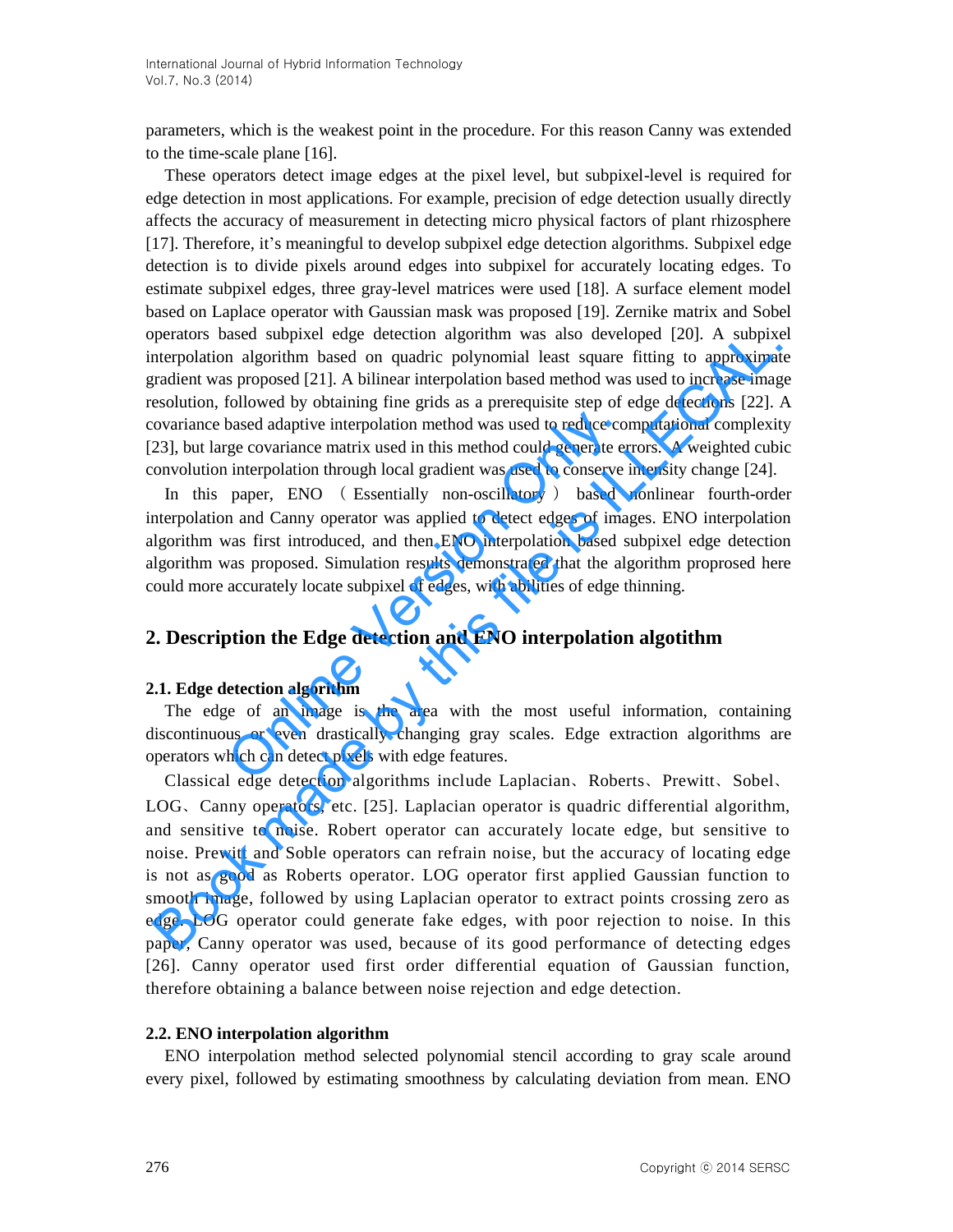parameters, which is the weakest point in the procedure. For this reason Canny was extended to the time-scale plane [16].

These operators detect image edges at the pixel level, but subpixel-level is required for edge detection in most applications. For example, precision of edge detection usually directly affects the accuracy of measurement in detecting micro physical factors of plant rhizosphere [17]. Therefore, it's meaningful to develop subpixel edge detection algorithms. Subpixel edge detection is to divide pixels around edges into subpixel for accurately locating edges. To estimate subpixel edges, three gray-level matrices were used [18]. A surface element model based on Laplace operator with Gaussian mask was proposed [19]. Zernike matrix and Sobel operators based subpixel edge detection algorithm was also developed [20]. A subpixel interpolation algorithm based on quadric polynomial least square fitting to approximate gradient was proposed [21]. A bilinear interpolation based method was used to increase image resolution, followed by obtaining fine grids as a prerequisite step of edge detections [22]. A covariance based adaptive interpolation method was used to reduce computational complexity [23], but large covariance matrix used in this method could generate errors. A weighted cubic convolution interpolation through local gradient was used to conserve intensity change [24].

In this paper, ENO （Essentially non-oscillatory） based nonlinear fourth-order interpolation and Canny operator was applied to detect edges of images. ENO interpolation algorithm was first introduced, and then ENO interpolation based subpixel edge detection algorithm was proposed. Simulation results demonstrated that the algorithm proprosed here could more accurately locate subpixel of edges, with abilities of edge thinning.

## 2. Description the Edge detection and ENO interpolation algotithm

### 2.1. Edge detection algorithm

The edge of an image is the area with the most useful information, containing discontinuous or even drastically changing gray scales. Edge extraction algorithms are operators which can detect pixels with edge features.

Classical edge detection algorithms include Laplacian、Roberts、Prewitt、Sobel、LOG、Canny operators, etc. [25]. Laplacian operator is quadric differential algorithm, and sensitive to noise. Robert operator can accurately locate edge, but sensitive to noise. Prewitt and Soble operators can refrain noise, but the accuracy of locating edge is not as good as Roberts operator. LOG operator first applied Gaussian function to smooth image, followed by using Laplacian operator to extract points crossing zero as edge. LOG operator could generate fake edges, with poor rejection to noise. In this paper, Canny operator was used, because of its good performance of detecting edges [26]. Canny operator used first order differential equation of Gaussian function, therefore obtaining a balance between noise rejection and edge detection.

### 2.2. ENO interpolation algorithm

ENO interpolation method selected polynomial stencil according to gray scale around every pixel, followed by estimating smoothness by calculating deviation from mean. ENO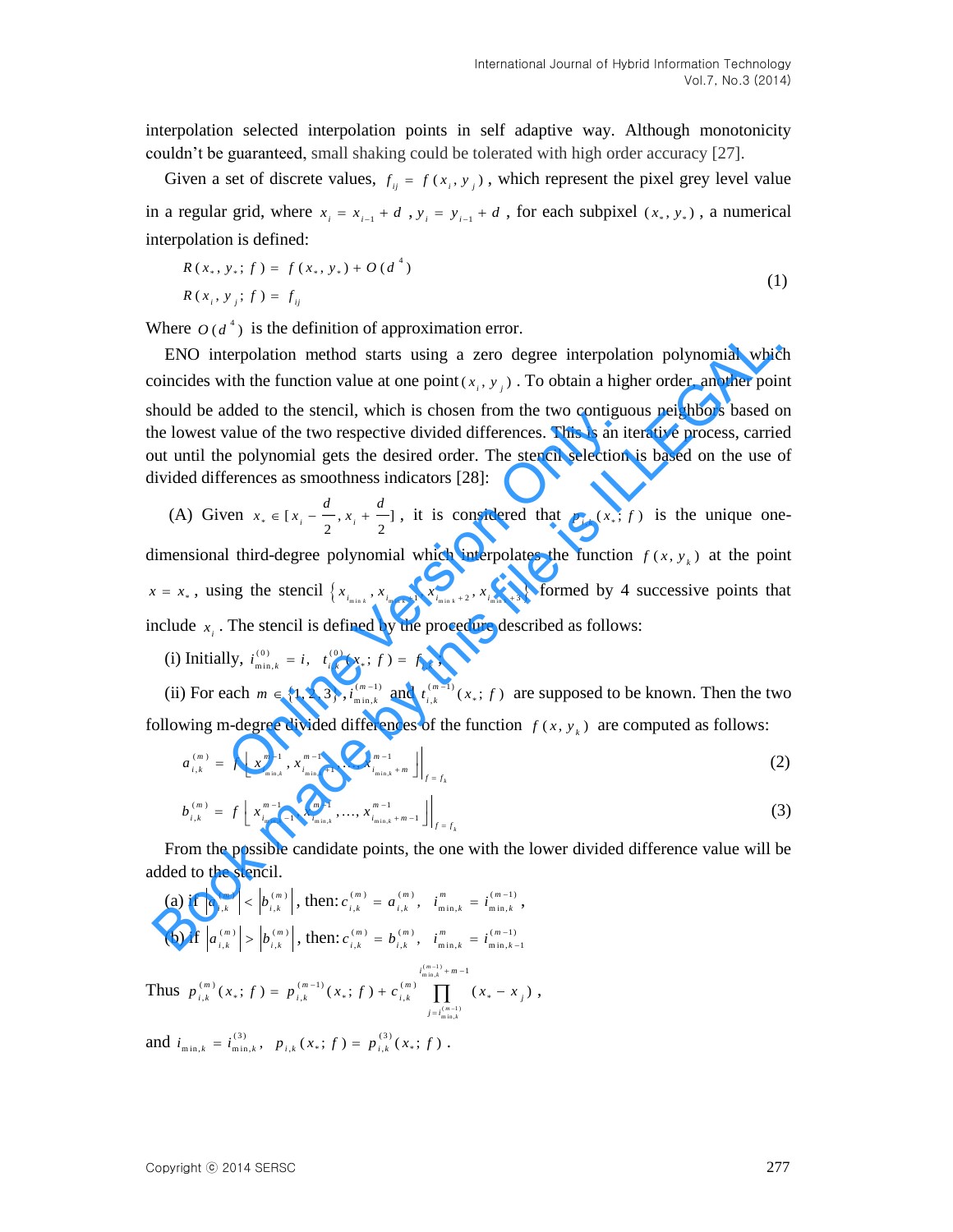interpolation selected interpolation points in self adaptive way. Although monotonicity couldn't be guaranteed, small shaking could be tolerated with high order accuracy [27].

Given a set of discrete values, $f_{ij} = f(x_i, y_j)$, which represent the pixel grey level value in a regular grid, where $x_i = x_{i-1} + d$, $y_i = y_{i-1} + d$, for each subpixel $(x_*, y_*)$, a numerical interpolation is defined:

$$
\begin{aligned}
R(x_*, y_*; f) &= f(x_*, y_*) + O(d^4) \\
R(x_i, y_j; f) &= f_{ij}
\end{aligned}
\tag{1}
$$

Where $O(d^4)$ is the definition of approximation error.

ENO interpolation method starts using a zero degree interpolation polynomial which coincides with the function value at one point $(x_i, y_j)$. To obtain a higher order, another point should be added to the stencil, which is chosen from the two contiguous neighbors based on the lowest value of the two respective divided differences. This is an iterative process, carried out until the polynomial gets the desired order. The stencil selection is based on the use of divided differences as smoothness indicators [28]:

(A) Given $x_* \in [x_i - \frac{d}{2}, x_i + \frac{d}{2}]$, it is considered that $p_{i,k}(x_*; f)$ is the unique one-dimensional third-degree polynomial which interpolates the function $f(x, y_k)$ at the point $x = x_*$, using the stencil $\{x_{i_{\min,k}}, x_{i_{\min,k}+1}, x_{i_{\min,k}+2}, x_{i_{\min,k}+3}\}$ formed by 4 successive points that include $x_i$. The stencil is defined by the procedure described as follows:

(i) Initially, $i^{(0)}_{\min,k} = i$, $t^{(0)}_{i,k}(x_*; f) = f_{i,k}$;

(ii) For each $m \in \{1, 2, 3\}$, $i^{(m-1)}_{\min,k}$ and $t^{(m-1)}_{i,k}(x_*; f)$ are supposed to be known. Then the two following m-degree divided differences of the function $f(x, y_k)$ are computed as follows:

$$
a^{(m)}_{i,k} = f\left[x^{m-1}_{i_{\min,k}}, x^{m-1}_{i_{\min,k}+1}, \ldots, x^{m-1}_{i_{\min,k}+m}\right]\Big|_{f=f_k}
\tag{2}
$$

$$
b^{(m)}_{i,k} = f\left[x^{m-1}_{i_{\min,k}-1}, x^{m-1}_{i_{\min,k}}, \ldots, x^{m-1}_{i_{\min,k}+m-1}\right]\Big|_{f=f_k}
\tag{3}
$$

From the possible candidate points, the one with the lower divided difference value will be added to the stencil.

(a) if $\left|a^{(m)}_{i,k}\right| < \left|b^{(m)}_{i,k}\right|$, then: $c^{(m)}_{i,k} = a^{(m)}_{i,k}$, $i^{m}_{\min,k} = i^{(m-1)}_{\min,k}$,

(b) if $\left|a^{(m)}_{i,k}\right| > \left|b^{(m)}_{i,k}\right|$, then: $c^{(m)}_{i,k} = b^{(m)}_{i,k}$, $i^{m}_{\min,k} = i^{(m-1)}_{\min,k-1}$

Thus $p^{(m)}_{i,k}(x_*; f) = p^{(m-1)}_{i,k}(x_*; f) + c^{(m)}_{i,k} \prod_{j=i^{(m-1)}_{\min,k}}^{i^{(m-1)}_{\min,k}+m-1} (x_* - x_j)$,

and $i_{\min,k} = i^{(3)}_{\min,k}$, $p_{i,k}(x_*; f) = p^{(3)}_{i,k}(x_*; f)$.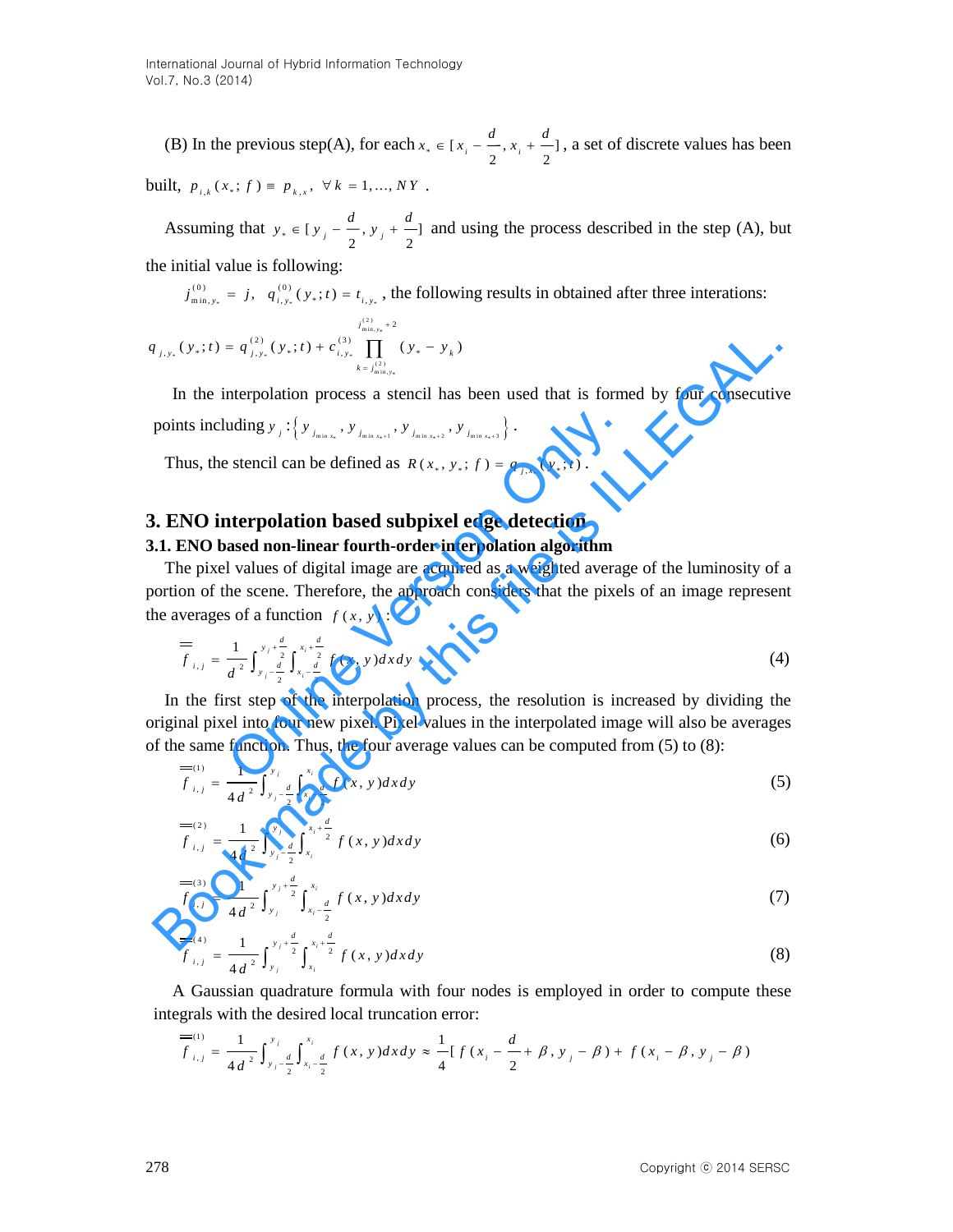(B) In the previous step(A), for each $x_* \in [x_i - \frac{d}{2}, x_i + \frac{d}{2}]$, a set of discrete values has been built, $p_{i,k}(x_*; f) \equiv p_{k,x}, \ \forall k = 1, \ldots, NY$.

Assuming that $y_* \in [y_j - \frac{d}{2}, y_j + \frac{d}{2}]$ and using the process described in the step (A), but the initial value is following:

$j^{(0)}_{\min,y_*} = j, \quad q^{(0)}_{i,y_*}(y_*; t) = t_{i,y_*}$, the following results in obtained after three interations:

$$q_{j,y_*}(y_*; t) = q^{(2)}_{j,y_*}(y_*; t) + c^{(3)}_{i,y_*} \prod_{k=j^{(2)}_{\min,y_*}}^{j^{(2)}_{\min,y_*}+2} (y_* - y_k)$$

In the interpolation process a stencil has been used that is formed by four consecutive points including $y_j : \left\{ y_{j_{\min x_*}}, y_{j_{\min x_*+1}}, y_{j_{\min x_*+2}}, y_{j_{\min x_*+3}} \right\}$.

Thus, the stencil can be defined as $R(x_*, y_*; f) = q_{j,x_*}(y_*; t)$.

## 3. ENO interpolation based subpixel edge detection

### 3.1. ENO based non-linear fourth-order interpolation algorithm

The pixel values of digital image are acquired as a weighted average of the luminosity of a portion of the scene. Therefore, the approach considers that the pixels of an image represent the averages of a function $f(x, y)$:

$$\overline{\overline{f}}_{i,j} = \frac{1}{d^2} \int_{y_j - \frac{d}{2}}^{y_j + \frac{d}{2}} \int_{x_i - \frac{d}{2}}^{x_i + \frac{d}{2}} f(x, y) dx dy \tag{4}$$

In the first step of the interpolation process, the resolution is increased by dividing the original pixel into four new pixel. Pixel values in the interpolated image will also be averages of the same function. Thus, the four average values can be computed from (5) to (8):

$$\overline{\overline{f}}^{(1)}_{i,j} = \frac{1}{4d^2} \int_{y_j - \frac{d}{2}}^{y_j} \int_{x_i - \frac{d}{2}}^{x_i} f(x, y) dx dy \tag{5}$$

$$\overline{\overline{f}}^{(2)}_{i,j} = \frac{1}{4d^2} \int_{y_j - \frac{d}{2}}^{y_j} \int_{x_i}^{x_i + \frac{d}{2}} f(x, y) dx dy \tag{6}$$

$$\overline{\overline{f}}^{(3)}_{i,j} = \frac{1}{4d^2} \int_{y_j}^{y_j + \frac{d}{2}} \int_{x_i - \frac{d}{2}}^{x_i} f(x, y) dx dy \tag{7}$$

$$\overline{\overline{f}}^{(4)}_{i,j} = \frac{1}{4d^2} \int_{y_j}^{y_j + \frac{d}{2}} \int_{x_i}^{x_i + \frac{d}{2}} f(x, y) dx dy \tag{8}$$

A Gaussian quadrature formula with four nodes is employed in order to compute these integrals with the desired local truncation error:

$$\overline{\overline{f}}^{(1)}_{i,j} = \frac{1}{4d^2} \int_{y_j - \frac{d}{2}}^{y_j} \int_{x_i - \frac{d}{2}}^{x_i} f(x, y) dx dy \approx \frac{1}{4} [f(x_i - \frac{d}{2} + \beta, y_j - \beta) + f(x_i - \beta, y_j - \beta)$$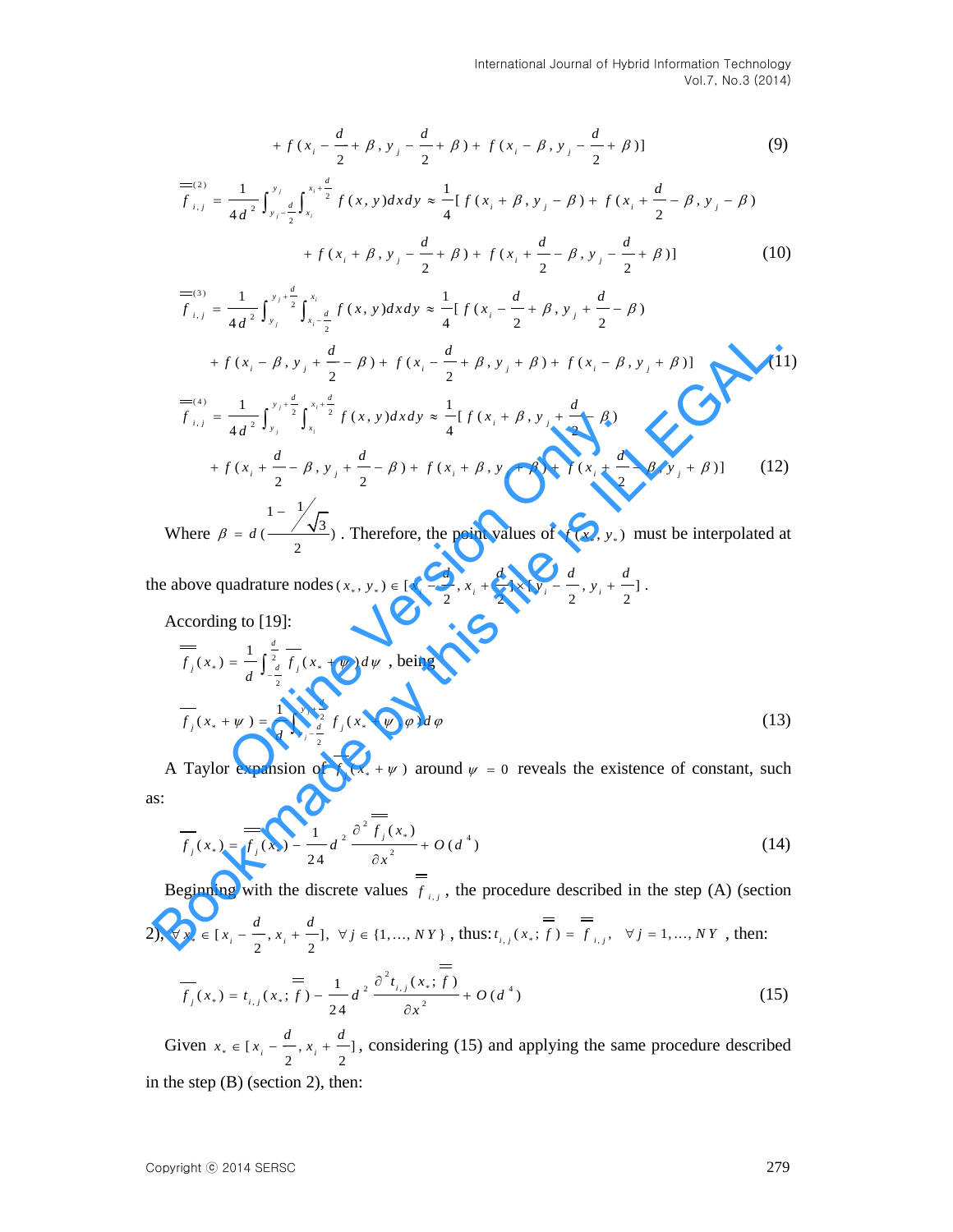$$+ f(x_i - \frac{d}{2} + \beta, y_j - \frac{d}{2} + \beta) + f(x_i - \beta, y_j - \frac{d}{2} + \beta)] \tag{9}$$

$$\overline{\overline{f}}^{(2)}_{i,j} = \frac{1}{4d^2}\int_{y_j - \frac{d}{2}}^{y_j}\int_{x_i}^{x_i + \frac{d}{2}} f(x,y)dxdy \approx \frac{1}{4}[f(x_i + \beta, y_j - \beta) + f(x_i + \frac{d}{2} - \beta, y_j - \beta)$$

$$+ f(x_i + \beta, y_j - \frac{d}{2} + \beta) + f(x_i + \frac{d}{2} - \beta, y_j - \frac{d}{2} + \beta)] \tag{10}$$

$$\overline{\overline{f}}^{(3)}_{i,j} = \frac{1}{4d^2}\int_{y_j}^{y_j + \frac{d}{2}}\int_{x_i - \frac{d}{2}}^{x_i} f(x,y)dxdy \approx \frac{1}{4}[f(x_i - \frac{d}{2} + \beta, y_j + \frac{d}{2} - \beta)$$

$$+ f(x_i - \beta, y_j + \frac{d}{2} - \beta) + f(x_i - \frac{d}{2} + \beta, y_j + \beta) + f(x_i - \beta, y_j + \beta)] \tag{11}$$

$$\overline{\overline{f}}^{(4)}_{i,j} = \frac{1}{4d^2}\int_{y_j}^{y_j + \frac{d}{2}}\int_{x_i}^{x_i + \frac{d}{2}} f(x,y)dxdy \approx \frac{1}{4}[f(x_i + \beta, y_j + \frac{d}{2} - \beta)$$

$$+ f(x_i + \frac{d}{2} - \beta, y_j + \frac{d}{2} - \beta) + f(x_i + \beta, y_j + \beta) + f(x_i + \frac{d}{2} - \beta, y_j + \beta)] \tag{12}$$

Where $\beta = d(\frac{1 - 1/\sqrt{3}}{2})$. Therefore, the point values of $f(x_*, y_*)$ must be interpolated at the above quadrature nodes $(x_*, y_*) \in [x_i - \frac{d}{2}, x_i + \frac{d}{2}] \times [y_i - \frac{d}{2}, y_i + \frac{d}{2}]$.

According to [19]:

$$\overline{\overline{f}}_j(x_*) = \frac{1}{d}\int_{-\frac{d}{2}}^{\frac{d}{2}} \overline{f}_j(x_* + \psi)d\psi \text{ , being}$$

$$\overline{f}_j(x_* + \psi) = \frac{1}{d}\int_{y_j - \frac{d}{2}}^{y_j + \frac{d}{2}} f_j(x_* + \psi, \varphi)d\varphi \tag{13}$$

A Taylor expansion of $\overline{f}_j(x_* + \psi)$ around $\psi = 0$ reveals the existence of constant, such as:

$$\overline{f}_j(x_*) = \overline{\overline{f}}_j(x_*) - \frac{1}{24}d^2\frac{\partial^2 \overline{\overline{f}}_j(x_*)}{\partial x^2} + O(d^4) \tag{14}$$

Beginning with the discrete values $\overline{\overline{f}}_{i,j}$, the procedure described in the step (A) (section 2), $\forall x_* \in [x_i - \frac{d}{2}, x_i + \frac{d}{2}], \ \forall j \in \{1, \ldots, NY\}$, thus: $t_{i,j}(x_*; \overline{\overline{f}}) = \overline{\overline{f}}_{i,j}, \ \ \forall j = 1, \ldots, NY$, then:

$$\overline{f}_j(x_*) = t_{i,j}(x_*; \overline{\overline{f}}) - \frac{1}{24}d^2\frac{\partial^2 t_{i,j}(x_*; \overline{\overline{f}})}{\partial x^2} + O(d^4) \tag{15}$$

Given $x_* \in [x_i - \frac{d}{2}, x_i + \frac{d}{2}]$, considering (15) and applying the same procedure described in the step (B) (section 2), then: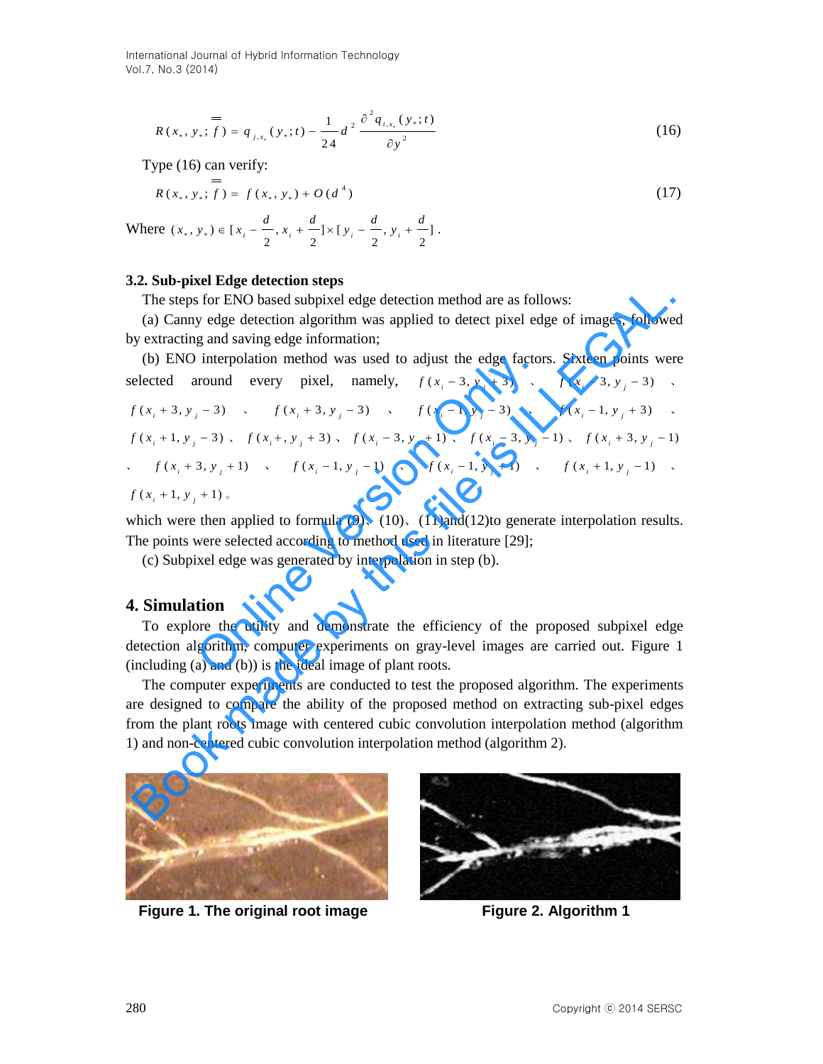$$R(x_*, y_*; \overline{\overline{f}}) = q_{j,x_*}(y_*; t) - \frac{1}{24} d^2 \frac{\partial^2 q_{i,x_*}(y_*; t)}{\partial y^2} \tag{16}$$

Type (16) can verify:

$$R(x_*, y_*; \overline{\overline{f}}) = f(x_*, y_*) + O(d^4) \tag{17}$$

Where $(x_*, y_*) \in [x_i - \frac{d}{2}, x_i + \frac{d}{2}] \times [y_i - \frac{d}{2}, y_i + \frac{d}{2}]$.

### 3.2. Sub-pixel Edge detection steps

The steps for ENO based subpixel edge detection method are as follows:

(a) Canny edge detection algorithm was applied to detect pixel edge of images, followed by extracting and saving edge information;

(b) ENO interpolation method was used to adjust the edge factors. Sixteen points were selected around every pixel, namely, $f(x_i - 3, y_j + 3)$ 、 $f(x_i - 3, y_j - 3)$ 、 $f(x_i + 3, y_j - 3)$ 、 $f(x_i + 3, y_j - 3)$ 、 $f(x_i - 1, y_j - 3)$ 、 $f(x_i - 1, y_j + 3)$ 、 $f(x_i + 1, y_j - 3)$ 、 $f(x_i +, y_j + 3)$ 、 $f(x_i - 3, y_j + 1)$ 、 $f(x_i - 3, y_j - 1)$ 、 $f(x_i + 3, y_j - 1)$ 、 $f(x_i + 3, y_j + 1)$ 、 $f(x_i - 1, y_j - 1)$ 、 $f(x_i - 1, y_j + 1)$ 、 $f(x_i + 1, y_j - 1)$ 、 $f(x_i + 1, y_j + 1)$ 。 which were then applied to formula (9)、(10)、(11)and(12)to generate interpolation results. The points were selected according to method used in literature [29];

(c) Subpixel edge was generated by interpolation in step (b).

## 4. Simulation

To explore the utility and demonstrate the efficiency of the proposed subpixel edge detection algorithm, computer experiments on gray-level images are carried out. Figure 1 (including (a) and (b)) is the ideal image of plant roots.

The computer experiments are conducted to test the proposed algorithm. The experiments are designed to compare the ability of the proposed method on extracting sub-pixel edges from the plant roots image with centered cubic convolution interpolation method (algorithm 1) and non-centered cubic convolution interpolation method (algorithm 2).

**Figure 1. The original root image**

**Figure 2. Algorithm 1**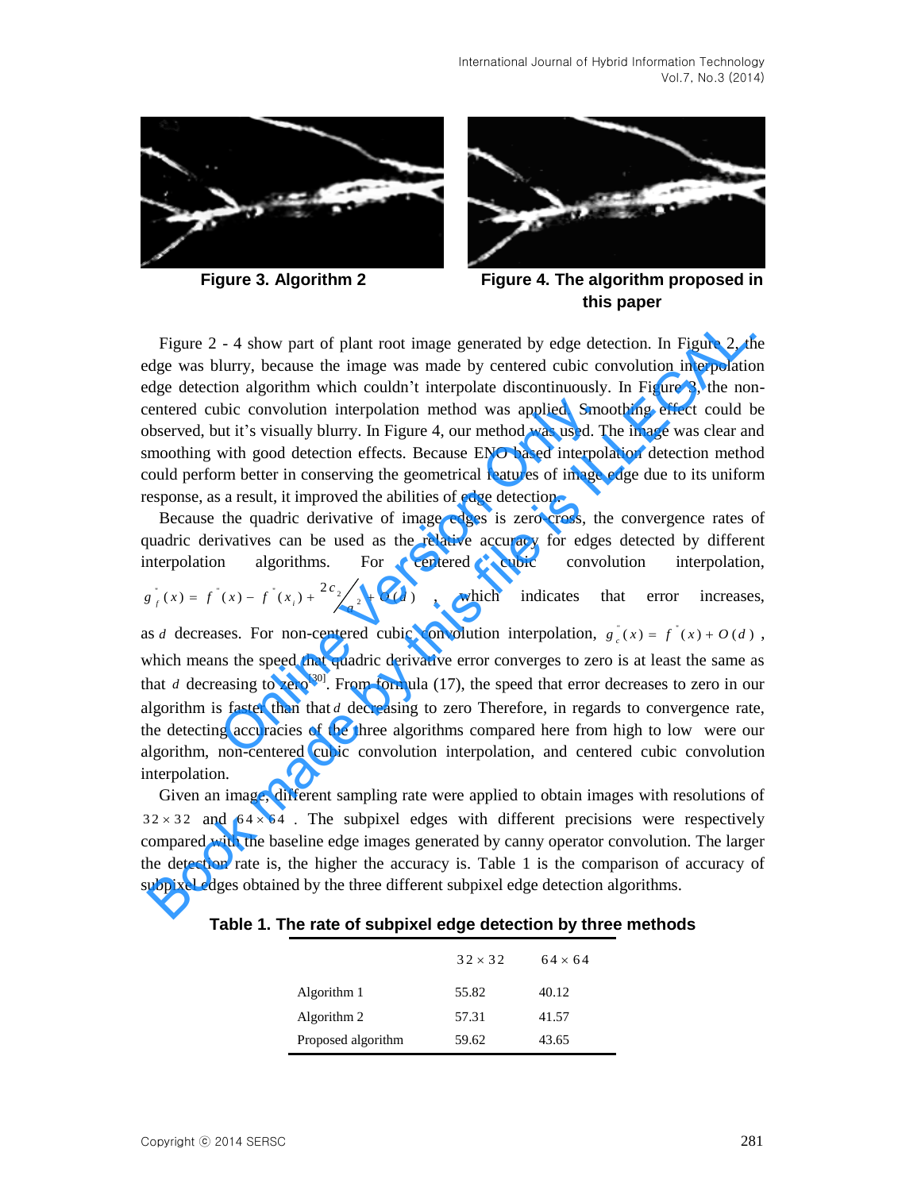Figure 3. Algorithm 2

Figure 4. The algorithm proposed in this paper

Figure 2 - 4 show part of plant root image generated by edge detection. In Figure 2, the edge was blurry, because the image was made by centered cubic convolution interpolation edge detection algorithm which couldn't interpolate discontinuously. In Figure 3, the non-centered cubic convolution interpolation method was applied. Smoothing effect could be observed, but it's visually blurry. In Figure 4, our method was used. The image was clear and smoothing with good detection effects. Because ENO based interpolation detection method could perform better in conserving the geometrical features of image edge due to its uniform response, as a result, it improved the abilities of edge detection.

Because the quadric derivative of image edges is zero cross, the convergence rates of quadric derivatives can be used as the relative accuracy for edges detected by different interpolation algorithms. For centered cubic convolution interpolation, $g_f^{''}(x) = f^{''}(x) - f^{''}(x_i) + {2c_2}/{d^2} + O(d)$, which indicates that error increases, as $d$ decreases. For non-centered cubic convolution interpolation, $g_c^{''}(x) = f^{''}(x) + O(d)$, which means the speed that quadric derivative error converges to zero is at least the same as that $d$ decreasing to zero[30]. From formula (17), the speed that error decreases to zero in our algorithm is faster than that $d$ decreasing to zero Therefore, in regards to convergence rate, the detecting accuracies of the three algorithms compared here from high to low were our algorithm, non-centered cubic convolution interpolation, and centered cubic convolution interpolation.

Given an image, different sampling rate were applied to obtain images with resolutions of $32 \times 32$ and $64 \times 64$. The subpixel edges with different precisions were respectively compared with the baseline edge images generated by canny operator convolution. The larger the detection rate is, the higher the accuracy is. Table 1 is the comparison of accuracy of subpixel edges obtained by the three different subpixel edge detection algorithms.

**Table 1. The rate of subpixel edge detection by three methods**

| | $32 \times 32$ | $64 \times 64$ |
|---|---|---|
| Algorithm 1 | 55.82 | 40.12 |
| Algorithm 2 | 57.31 | 41.57 |
| Proposed algorithm | 59.62 | 43.65 |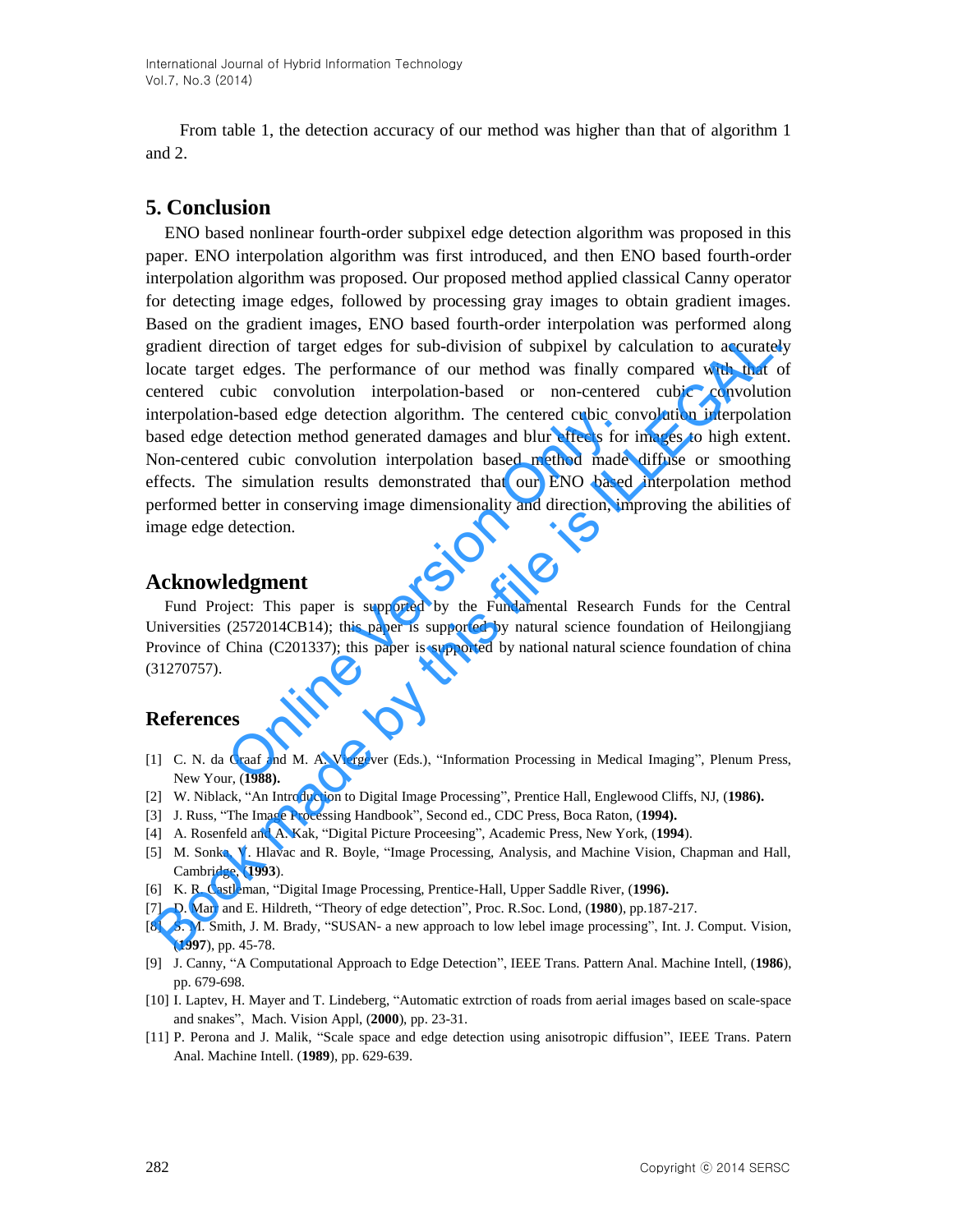From table 1, the detection accuracy of our method was higher than that of algorithm 1 and 2.

## 5. Conclusion

ENO based nonlinear fourth-order subpixel edge detection algorithm was proposed in this paper. ENO interpolation algorithm was first introduced, and then ENO based fourth-order interpolation algorithm was proposed. Our proposed method applied classical Canny operator for detecting image edges, followed by processing gray images to obtain gradient images. Based on the gradient images, ENO based fourth-order interpolation was performed along gradient direction of target edges for sub-division of subpixel by calculation to accurately locate target edges. The performance of our method was finally compared with that of centered cubic convolution interpolation-based or non-centered cubic convolution interpolation-based edge detection algorithm. The centered cubic convolution interpolation based edge detection method generated damages and blur effects for images to high extent. Non-centered cubic convolution interpolation based method made diffuse or smoothing effects. The simulation results demonstrated that our ENO based interpolation method performed better in conserving image dimensionality and direction, improving the abilities of image edge detection.

## Acknowledgment

Fund Project: This paper is supported by the Fundamental Research Funds for the Central Universities (2572014CB14); this paper is supported by natural science foundation of Heilongjiang Province of China (C201337); this paper is supported by national natural science foundation of china (31270757).

## References

[1] C. N. da Graaf and M. A. Viergever (Eds.), “Information Processing in Medical Imaging”, Plenum Press, New Your, (**1988).**

[2] W. Niblack, “An Introduction to Digital Image Processing”, Prentice Hall, Englewood Cliffs, NJ, (**1986).**

[3] J. Russ, “The Image Processing Handbook”, Second ed., CDC Press, Boca Raton, (**1994).**

[4] A. Rosenfeld and A. Kak, “Digital Picture Proceesing”, Academic Press, New York, (**1994**).

[5] M. Sonka, V. Hlavac and R. Boyle, “Image Processing, Analysis, and Machine Vision, Chapman and Hall, Cambridge, (**1993**).

[6] K. R. Castleman, “Digital Image Processing, Prentice-Hall, Upper Saddle River, (**1996).**

[7] D. Marr and E. Hildreth, “Theory of edge detection”, Proc. R.Soc. Lond, (**1980**), pp.187-217.

[8] S. M. Smith, J. M. Brady, “SUSAN- a new approach to low lebel image processing”, Int. J. Comput. Vision, (**1997**), pp. 45-78.

[9] J. Canny, “A Computational Approach to Edge Detection”, IEEE Trans. Pattern Anal. Machine Intell, (**1986**), pp. 679-698.

[10] I. Laptev, H. Mayer and T. Lindeberg, “Automatic extrction of roads from aerial images based on scale-space and snakes”, Mach. Vision Appl, (**2000**), pp. 23-31.

[11] P. Perona and J. Malik, “Scale space and edge detection using anisotropic diffusion”, IEEE Trans. Patern Anal. Machine Intell. (**1989**), pp. 629-639.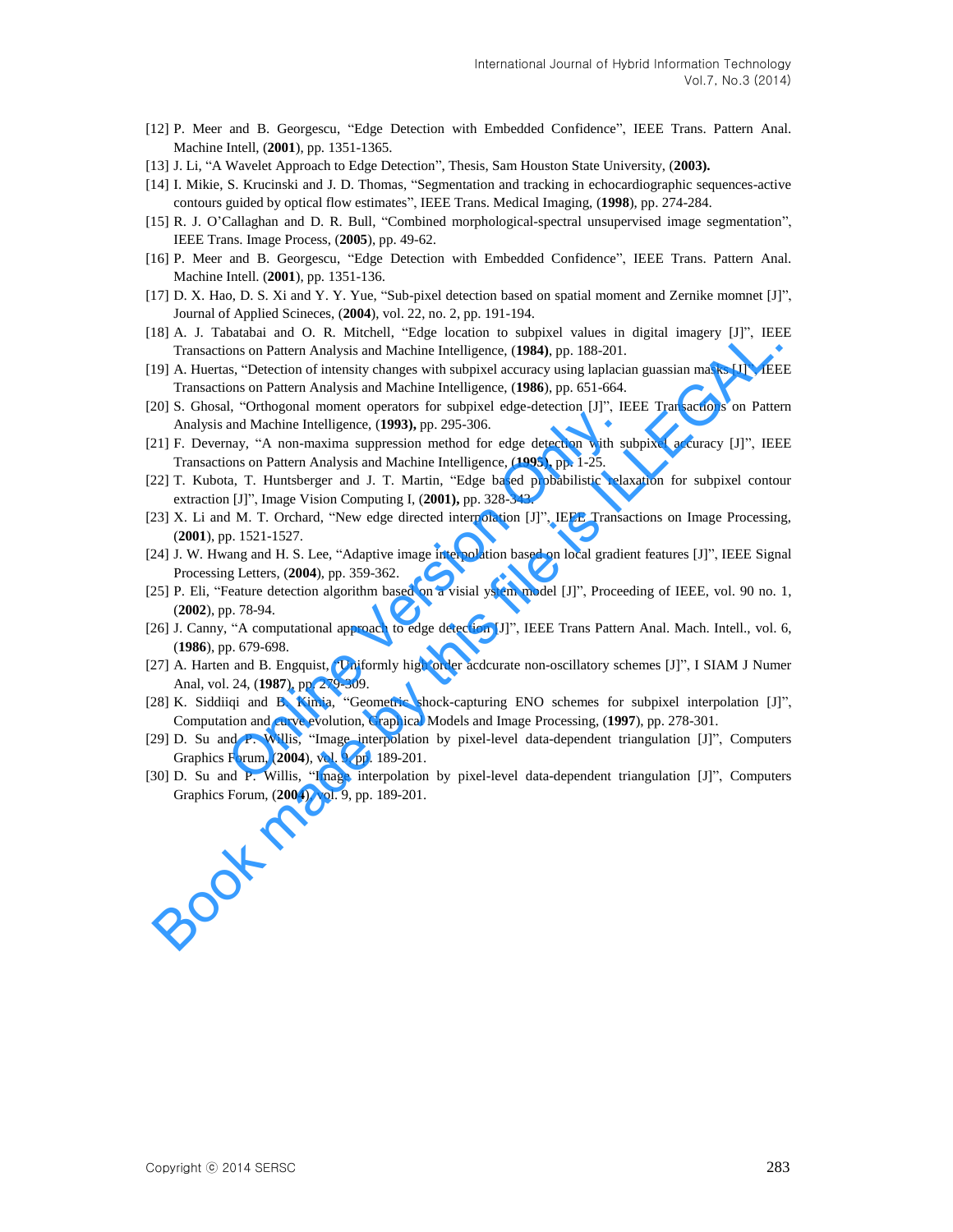[12] P. Meer and B. Georgescu, “Edge Detection with Embedded Confidence”, IEEE Trans. Pattern Anal. Machine Intell, (**2001**), pp. 1351-1365.

[13] J. Li, “A Wavelet Approach to Edge Detection”, Thesis, Sam Houston State University, (**2003).**

[14] I. Mikie, S. Krucinski and J. D. Thomas, “Segmentation and tracking in echocardiographic sequences-active contours guided by optical flow estimates”, IEEE Trans. Medical Imaging, (**1998**), pp. 274-284.

[15] R. J. O’Callaghan and D. R. Bull, “Combined morphological-spectral unsupervised image segmentation”, IEEE Trans. Image Process, (**2005**), pp. 49-62.

[16] P. Meer and B. Georgescu, “Edge Detection with Embedded Confidence”, IEEE Trans. Pattern Anal. Machine Intell. (**2001**), pp. 1351-136.

[17] D. X. Hao, D. S. Xi and Y. Y. Yue, “Sub-pixel detection based on spatial moment and Zernike momnet [J]”, Journal of Applied Scineces, (**2004**), vol. 22, no. 2, pp. 191-194.

[18] A. J. Tabatabai and O. R. Mitchell, “Edge location to subpixel values in digital imagery [J]”, IEEE Transactions on Pattern Analysis and Machine Intelligence, (**1984**), pp. 188-201.

[19] A. Huertas, “Detection of intensity changes with subpixel accuracy using laplacian guassian masks [J]”, IEEE Transactions on Pattern Analysis and Machine Intelligence, (**1986**), pp. 651-664.

[20] S. Ghosal, “Orthogonal moment operators for subpixel edge-detection [J]”, IEEE Transactions on Pattern Analysis and Machine Intelligence, (**1993),** pp. 295-306.

[21] F. Devernay, “A non-maxima suppression method for edge detection with subpixel accuracy [J]”, IEEE Transactions on Pattern Analysis and Machine Intelligence, (**1995),** pp. 1-25.

[22] T. Kubota, T. Huntsberger and J. T. Martin, “Edge based probabilistic relaxation for subpixel contour extraction [J]”, Image Vision Computing I, (**2001),** pp. 328-343.

[23] X. Li and M. T. Orchard, “New edge directed interpolation [J]”, IEEE Transactions on Image Processing, (**2001**), pp. 1521-1527.

[24] J. W. Hwang and H. S. Lee, “Adaptive image interpolation based on local gradient features [J]”, IEEE Signal Processing Letters, (**2004**), pp. 359-362.

[25] P. Eli, “Feature detection algorithm based on a visial system model [J]”, Proceeding of IEEE, vol. 90 no. 1, (**2002**), pp. 78-94.

[26] J. Canny, “A computational approach to edge detection [J]”, IEEE Trans Pattern Anal. Mach. Intell., vol. 6, (**1986**), pp. 679-698.

[27] A. Harten and B. Engquist, “Uniformly high order acdcurate non-oscillatory schemes [J]”, I SIAM J Numer Anal, vol. 24, (**1987**), pp. 279-309.

[28] K. Siddiiqi and B. Kimia, “Geometric shock-capturing ENO schemes for subpixel interpolation [J]”, Computation and curve evolution, Graphical Models and Image Processing, (**1997**), pp. 278-301.

[29] D. Su and P. Willis, “Image interpolation by pixel-level data-dependent triangulation [J]”, Computers Graphics Forum, (**2004**), vol. 9, pp. 189-201.

[30] D. Su and P. Willis, “Image interpolation by pixel-level data-dependent triangulation [J]”, Computers Graphics Forum, (**2004**), vol. 9, pp. 189-201.